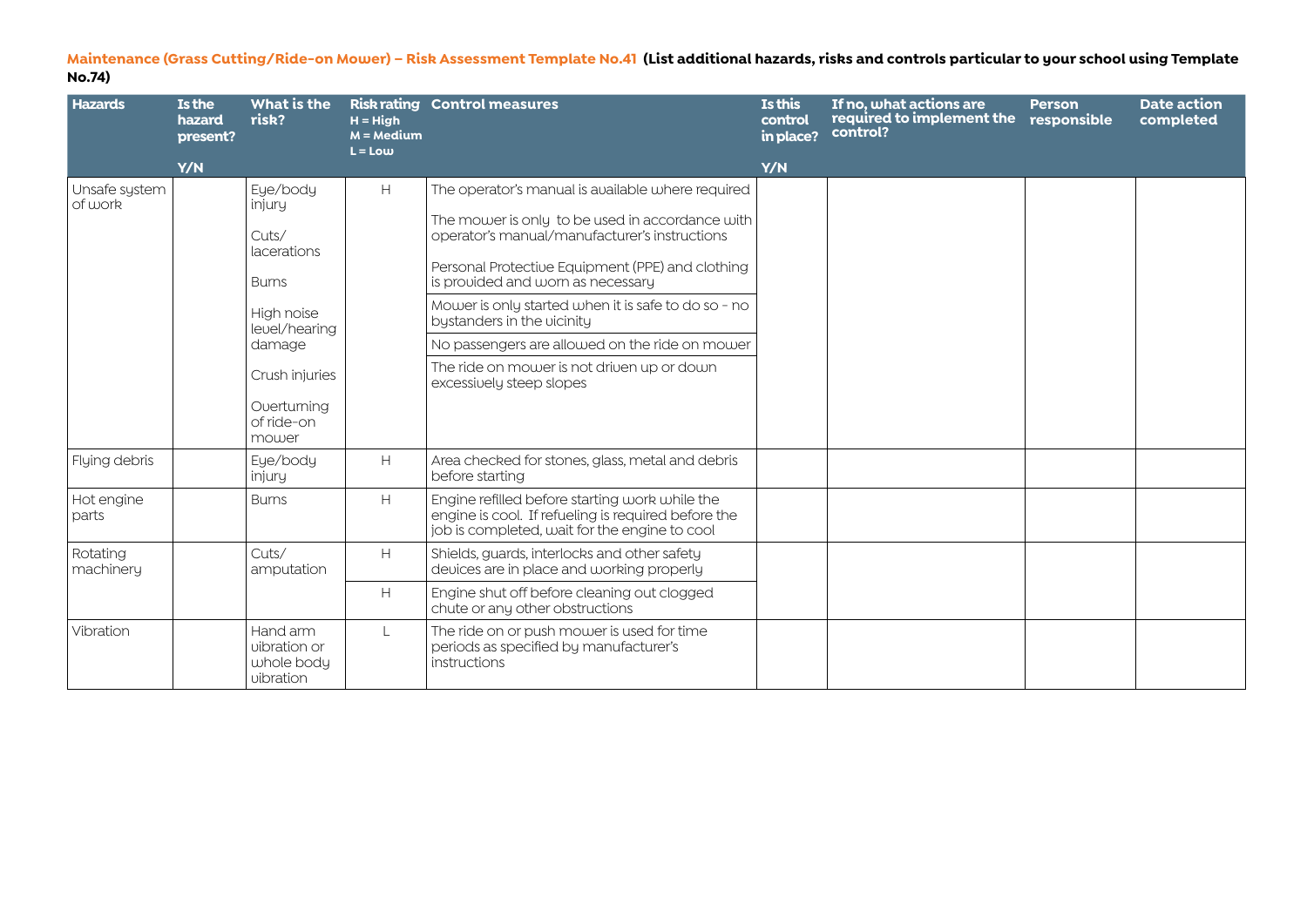**Maintenance (Grass Cutting/Ride-on Mower) – Risk Assessment Template No.41 (List additional hazards, risks and controls particular to your school using Template No.74)**

| Hazards | Is the hazard present? Y/N | What is the risk? | Risk rating H = High M = Medium L = Low | Control measures | Is this control in place? Y/N | If no, what actions are required to implement the control? | Person responsible | Date action completed |
|---|---|---|---|---|---|---|---|---|
| Unsafe system of work | | Eye/body injury<br>Cuts/ lacerations<br>Burns<br>High noise level/hearing damage<br>Crush injuries<br>Overturning of ride-on mower | H | The operator's manual is available where required<br>The mower is only to be used in accordance with operator's manual/manufacturer's instructions<br>Personal Protective Equipment (PPE) and clothing is provided and worn as necessary | | | | |
| | | | | Mower is only started when it is safe to do so - no bystanders in the vicinity | | | | |
| | | | | No passengers are allowed on the ride on mower | | | | |
| | | | | The ride on mower is not driven up or down excessively steep slopes | | | | |
| Flying debris | | Eye/body injury | H | Area checked for stones, glass, metal and debris before starting | | | | |
| Hot engine parts | | Burns | H | Engine refilled before starting work while the engine is cool. If refueling is required before the job is completed, wait for the engine to cool | | | | |
| Rotating machinery | | Cuts/ amputation | H | Shields, guards, interlocks and other safety devices are in place and working properly | | | | |
| | | | H | Engine shut off before cleaning out clogged chute or any other obstructions | | | | |
| Vibration | | Hand arm vibration or whole body vibration | L | The ride on or push mower is used for time periods as specified by manufacturer's instructions | | | | |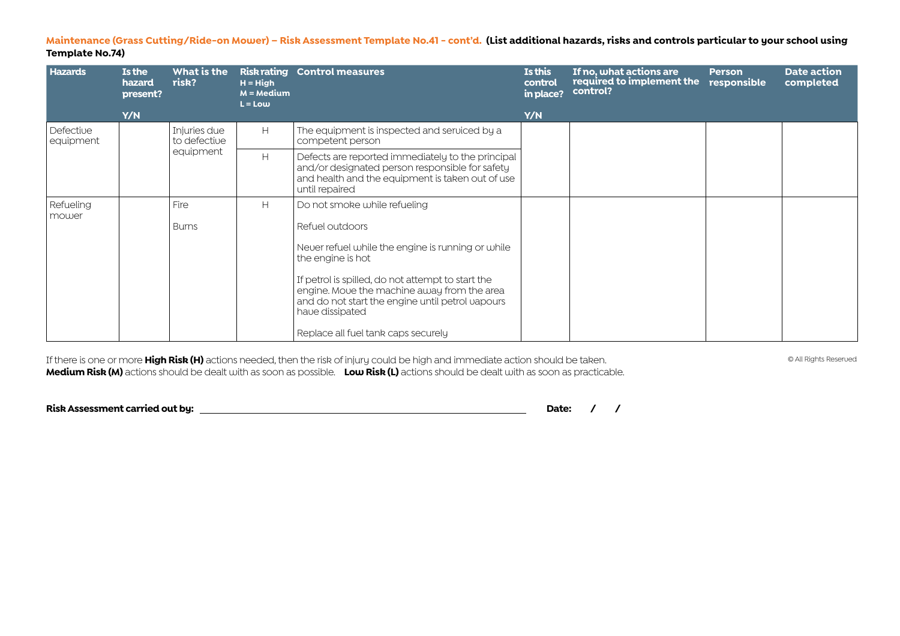**Maintenance (Grass Cutting/Ride-on Mower) – Risk Assessment Template No.41 - cont'd. (List additional hazards, risks and controls particular to your school using Template No.74)**

| Hazards | Is the hazard present? Y/N | What is the risk? | Risk rating H = High M = Medium L = Low | Control measures | Is this control in place? Y/N | If no, what actions are required to implement the control? | Person responsible | Date action completed |
|---|---|---|---|---|---|---|---|---|
| Defective equipment | | Injuries due to defective equipment | H | The equipment is inspected and serviced by a competent person | | | | |
| | | | H | Defects are reported immediately to the principal and/or designated person responsible for safety and health and the equipment is taken out of use until repaired | | | | |
| Refueling mower | | Fire<br><br>Burns | H | Do not smoke while refueling<br><br>Refuel outdoors<br><br>Never refuel while the engine is running or while the engine is hot<br><br>If petrol is spilled, do not attempt to start the engine. Move the machine away from the area and do not start the engine until petrol vapours have dissipated<br><br>Replace all fuel tank caps securely | | | | |

If there is one or more **High Risk (H)** actions needed, then the risk of injury could be high and immediate action should be taken.
**Medium Risk (M)** actions should be dealt with as soon as possible. **Low Risk (L)** actions should be dealt with as soon as practicable.

© All Rights Reserved

**Risk Assessment carried out by:** ______________________________ **Date: / /**